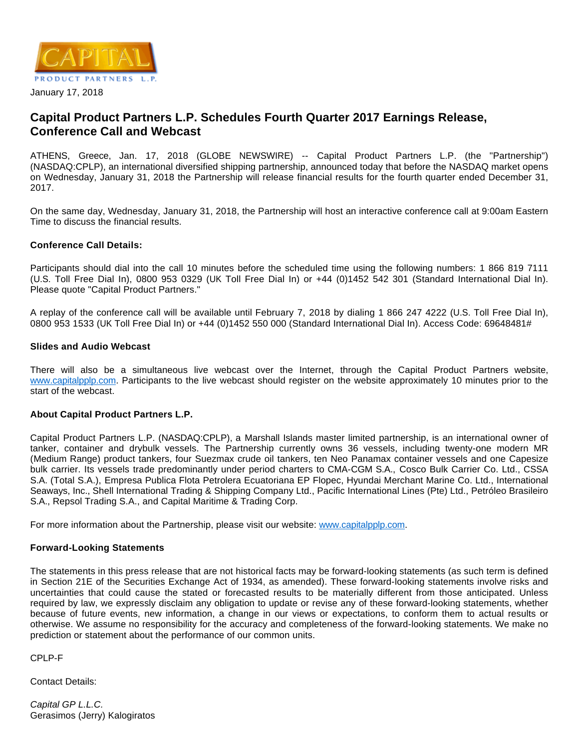CAPITAL PRODUCT PARTNERS L.P.

January 17, 2018

# Capital Product Partners L.P. Schedules Fourth Quarter 2017 Earnings Release, Conference Call and Webcast

ATHENS, Greece, Jan. 17, 2018 (GLOBE NEWSWIRE) -- Capital Product Partners L.P. (the "Partnership") (NASDAQ:CPLP), an international diversified shipping partnership, announced today that before the NASDAQ market opens on Wednesday, January 31, 2018 the Partnership will release financial results for the fourth quarter ended December 31, 2017.

On the same day, Wednesday, January 31, 2018, the Partnership will host an interactive conference call at 9:00am Eastern Time to discuss the financial results.

**Conference Call Details:**

Participants should dial into the call 10 minutes before the scheduled time using the following numbers: 1 866 819 7111 (U.S. Toll Free Dial In), 0800 953 0329 (UK Toll Free Dial In) or +44 (0)1452 542 301 (Standard International Dial In). Please quote "Capital Product Partners."

A replay of the conference call will be available until February 7, 2018 by dialing 1 866 247 4222 (U.S. Toll Free Dial In), 0800 953 1533 (UK Toll Free Dial In) or +44 (0)1452 550 000 (Standard International Dial In). Access Code: 69648481#

**Slides and Audio Webcast**

There will also be a simultaneous live webcast over the Internet, through the Capital Product Partners website, www.capitalpplp.com. Participants to the live webcast should register on the website approximately 10 minutes prior to the start of the webcast.

**About Capital Product Partners L.P.**

Capital Product Partners L.P. (NASDAQ:CPLP), a Marshall Islands master limited partnership, is an international owner of tanker, container and drybulk vessels. The Partnership currently owns 36 vessels, including twenty-one modern MR (Medium Range) product tankers, four Suezmax crude oil tankers, ten Neo Panamax container vessels and one Capesize bulk carrier. Its vessels trade predominantly under period charters to CMA-CGM S.A., Cosco Bulk Carrier Co. Ltd., CSSA S.A. (Total S.A.), Empresa Publica Flota Petrolera Ecuatoriana EP Flopec, Hyundai Merchant Marine Co. Ltd., International Seaways, Inc., Shell International Trading & Shipping Company Ltd., Pacific International Lines (Pte) Ltd., Petróleo Brasileiro S.A., Repsol Trading S.A., and Capital Maritime & Trading Corp.

For more information about the Partnership, please visit our website: www.capitalpplp.com.

**Forward-Looking Statements**

The statements in this press release that are not historical facts may be forward-looking statements (as such term is defined in Section 21E of the Securities Exchange Act of 1934, as amended). These forward-looking statements involve risks and uncertainties that could cause the stated or forecasted results to be materially different from those anticipated. Unless required by law, we expressly disclaim any obligation to update or revise any of these forward-looking statements, whether because of future events, new information, a change in our views or expectations, to conform them to actual results or otherwise. We assume no responsibility for the accuracy and completeness of the forward-looking statements. We make no prediction or statement about the performance of our common units.

CPLP-F

Contact Details:

*Capital GP L.L.C.*
Gerasimos (Jerry) Kalogiratos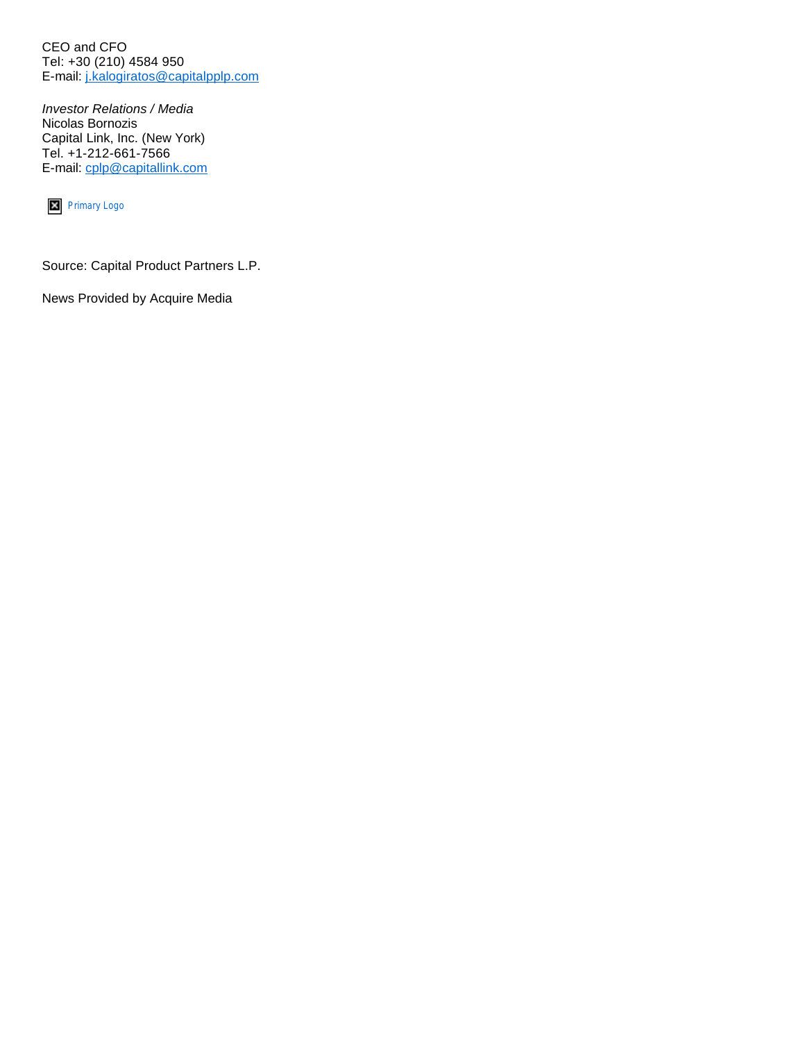CEO and CFO
Tel: +30 (210) 4584 950
E-mail: j.kalogiratos@capitalpplp.com

*Investor Relations / Media*
Nicolas Bornozis
Capital Link, Inc. (New York)
Tel. +1-212-661-7566
E-mail: cplp@capitallink.com

Primary Logo

Source: Capital Product Partners L.P.

News Provided by Acquire Media